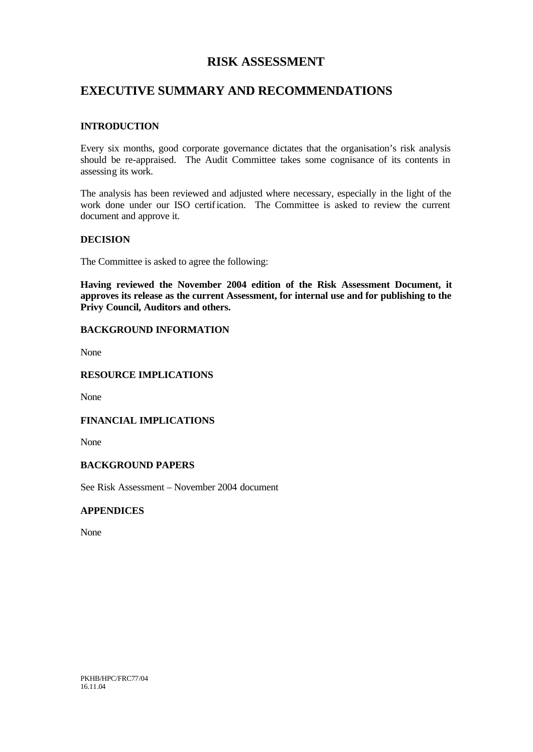# RISK ASSESSMENT

# EXECUTIVE SUMMARY AND RECOMMENDATIONS

### INTRODUCTION

Every six months, good corporate governance dictates that the organisation's risk analysis should be re-appraised. The Audit Committee takes some cognisance of its contents in assessing its work.

The analysis has been reviewed and adjusted where necessary, especially in the light of the work done under our ISO certification. The Committee is asked to review the current document and approve it.

### DECISION

The Committee is asked to agree the following:

**Having reviewed the November 2004 edition of the Risk Assessment Document, it approves its release as the current Assessment, for internal use and for publishing to the Privy Council, Auditors and others.**

### BACKGROUND INFORMATION

None

### RESOURCE IMPLICATIONS

None

### FINANCIAL IMPLICATIONS

None

### BACKGROUND PAPERS

See Risk Assessment – November 2004 document

### APPENDICES

None

PKHB/HPC/FRC77/04
16.11.04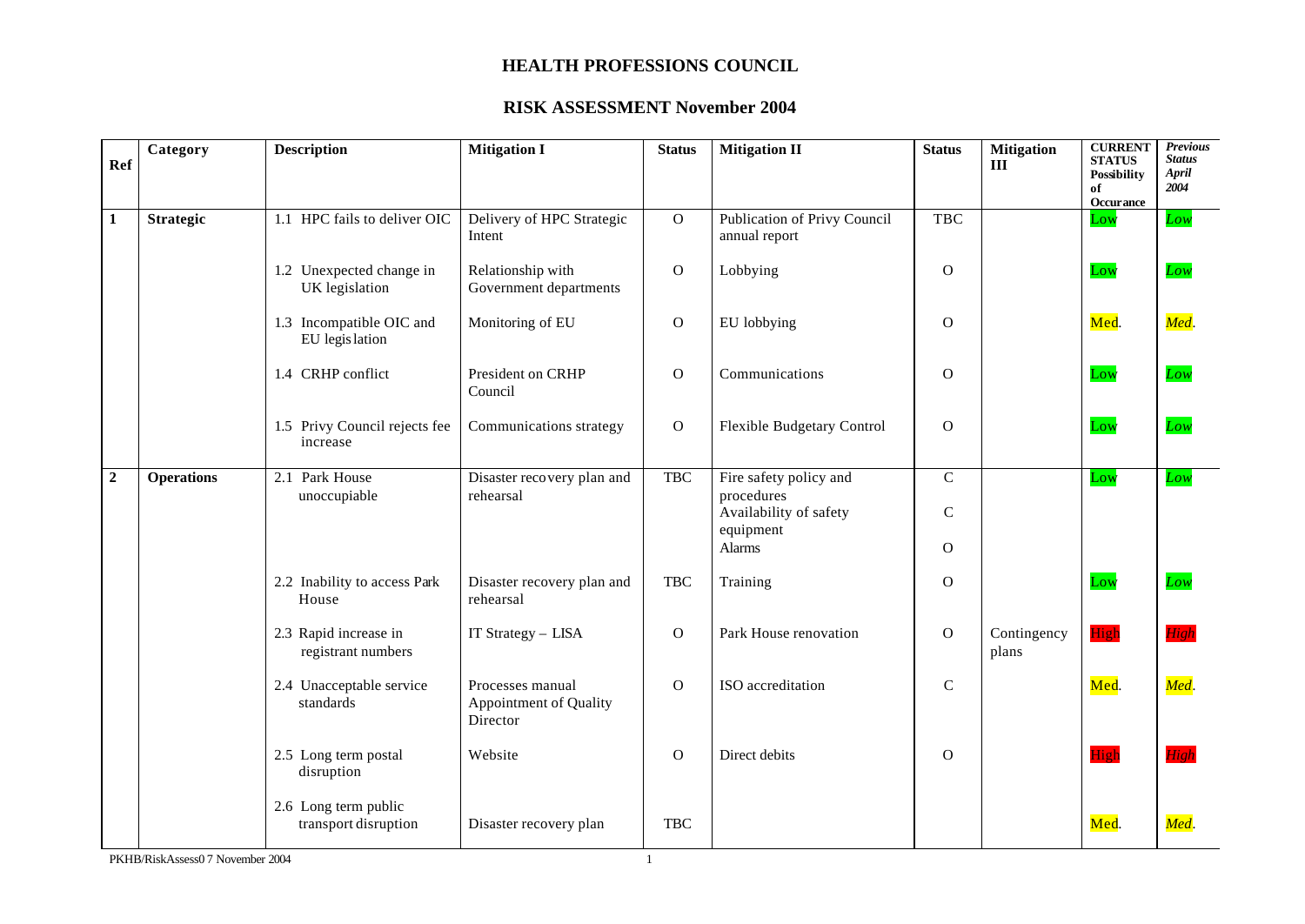# HEALTH PROFESSIONS COUNCIL

## RISK ASSESSMENT November 2004

| Ref | Category | Description | Mitigation I | Status | Mitigation II | Status | Mitigation III | CURRENT STATUS Possibility of Occurance | *Previous Status April 2004* |
|---|---|---|---|---|---|---|---|---|---|
| **1** | **Strategic** | 1.1 HPC fails to deliver OIC | Delivery of HPC Strategic Intent | O | Publication of Privy Council annual report | TBC | | Low | *Low* |
| | | 1.2 Unexpected change in UK legislation | Relationship with Government departments | O | Lobbying | O | | Low | *Low* |
| | | 1.3 Incompatible OIC and EU legislation | Monitoring of EU | O | EU lobbying | O | | Med. | *Med.* |
| | | 1.4 CRHP conflict | President on CRHP Council | O | Communications | O | | Low | *Low* |
| | | 1.5 Privy Council rejects fee increase | Communications strategy | O | Flexible Budgetary Control | O | | Low | *Low* |
| **2** | **Operations** | 2.1 Park House unoccupiable | Disaster recovery plan and rehearsal | TBC | Fire safety policy and procedures<br>Availability of safety equipment<br>Alarms | C<br>C<br>O | | Low | *Low* |
| | | 2.2 Inability to access Park House | Disaster recovery plan and rehearsal | TBC | Training | O | | Low | *Low* |
| | | 2.3 Rapid increase in registrant numbers | IT Strategy – LISA | O | Park House renovation | O | Contingency plans | High | *High* |
| | | 2.4 Unacceptable service standards | Processes manual<br>Appointment of Quality Director | O | ISO accreditation | C | | Med. | *Med.* |
| | | 2.5 Long term postal disruption | Website | O | Direct debits | O | | High | *High* |
| | | 2.6 Long term public transport disruption | Disaster recovery plan | TBC | | | | Med. | *Med.* |

PKHB/RiskAssess07 November 2004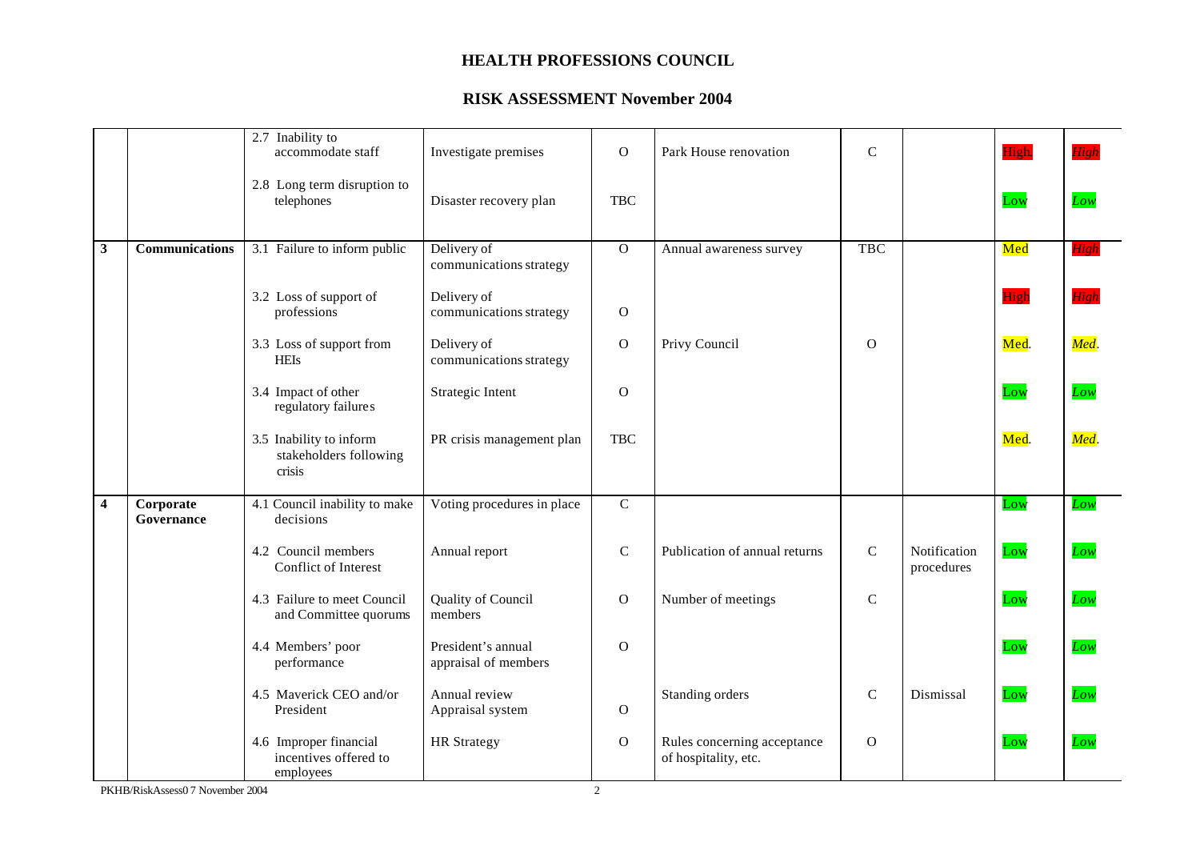# HEALTH PROFESSIONS COUNCIL

## RISK ASSESSMENT November 2004

| | | | | | | | | | |
|---|---|---|---|---|---|---|---|---|---|
| | | 2.7 Inability to accommodate staff | Investigate premises | O | Park House renovation | C | | High | *High* |
| | | 2.8 Long term disruption to telephones | Disaster recovery plan | TBC | | | | Low | *Low* |
| **3** | **Communications** | 3.1 Failure to inform public | Delivery of communications strategy | O | Annual awareness survey | TBC | | Med | *High* |
| | | 3.2 Loss of support of professions | Delivery of communications strategy | O | | | | High | *High* |
| | | 3.3 Loss of support from HEIs | Delivery of communications strategy | O | Privy Council | O | | Med. | *Med*. |
| | | 3.4 Impact of other regulatory failures | Strategic Intent | O | | | | Low | *Low* |
| | | 3.5 Inability to inform stakeholders following crisis | PR crisis management plan | TBC | | | | Med. | *Med*. |
| **4** | **Corporate Governance** | 4.1 Council inability to make decisions | Voting procedures in place | C | | | | Low | *Low* |
| | | 4.2 Council members Conflict of Interest | Annual report | C | Publication of annual returns | C | Notification procedures | Low | *Low* |
| | | 4.3 Failure to meet Council and Committee quorums | Quality of Council members | O | Number of meetings | C | | Low | *Low* |
| | | 4.4 Members' poor performance | President's annual appraisal of members | O | | | | Low | *Low* |
| | | 4.5 Maverick CEO and/or President | Annual review Appraisal system | O | Standing orders | C | Dismissal | Low | *Low* |
| | | 4.6 Improper financial incentives offered to employees | HR Strategy | O | Rules concerning acceptance of hospitality, etc. | O | | Low | *Low* |

PKHB/RiskAssess0 7 November 2004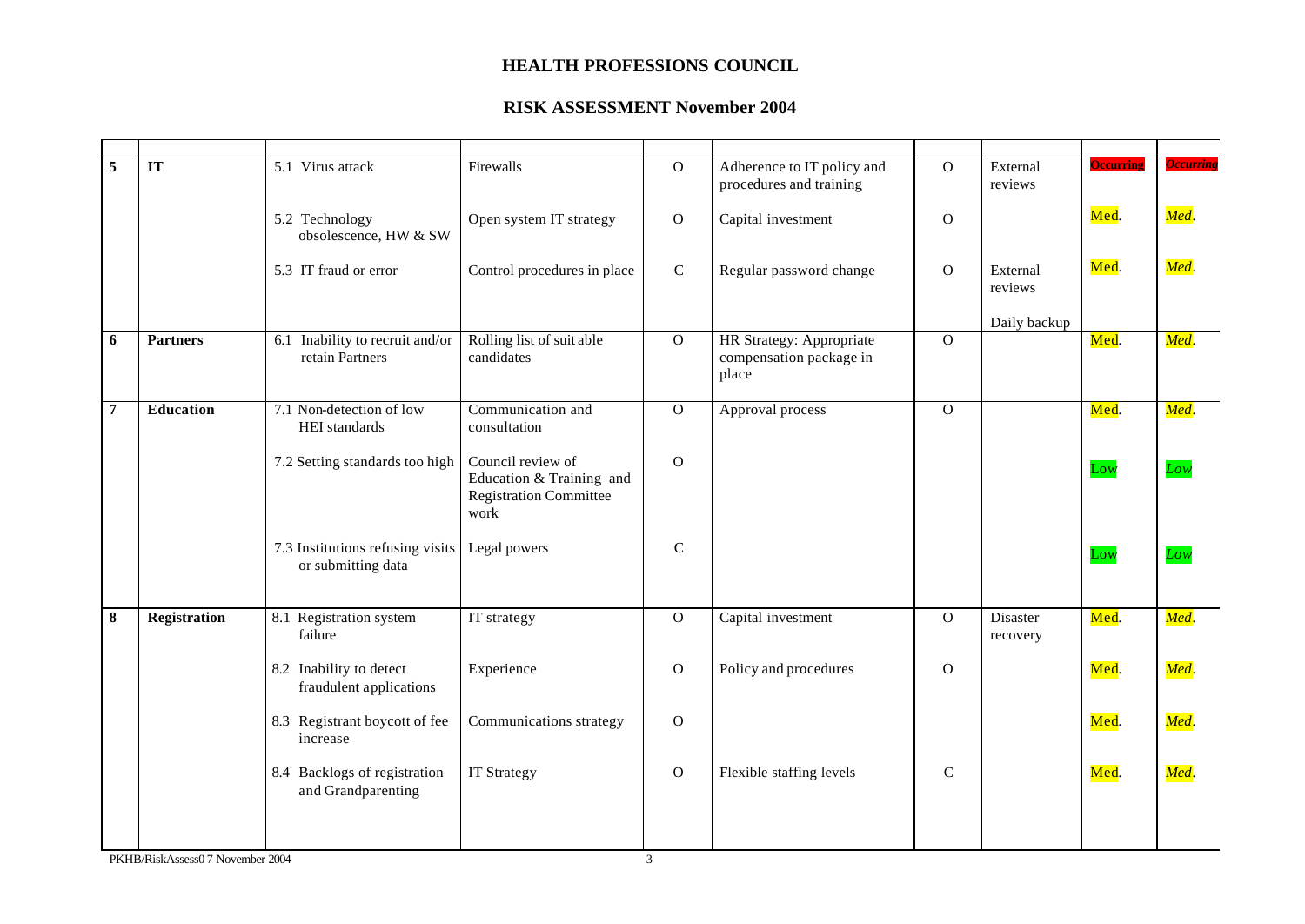# HEALTH PROFESSIONS COUNCIL

## RISK ASSESSMENT November 2004

| | | | | | | | | | |
|---|---|---|---|---|---|---|---|---|---|
| **5** | **IT** | 5.1 Virus attack | Firewalls | O | Adherence to IT policy and procedures and training | O | External reviews | Occurring | *Occurring* |
| | | 5.2 Technology obsolescence, HW & SW | Open system IT strategy | O | Capital investment | O | | Med. | *Med.* |
| | | 5.3 IT fraud or error | Control procedures in place | C | Regular password change | O | External reviews<br><br>Daily backup | Med. | *Med.* |
| **6** | **Partners** | 6.1 Inability to recruit and/or retain Partners | Rolling list of suitable candidates | O | HR Strategy: Appropriate compensation package in place | O | | Med. | *Med.* |
| **7** | **Education** | 7.1 Non-detection of low HEI standards | Communication and consultation | O | Approval process | O | | Med. | *Med.* |
| | | 7.2 Setting standards too high | Council review of Education & Training and Registration Committee work | O | | | | Low | *Low* |
| | | 7.3 Institutions refusing visits or submitting data | Legal powers | C | | | | Low | *Low* |
| **8** | **Registration** | 8.1 Registration system failure | IT strategy | O | Capital investment | O | Disaster recovery | Med. | *Med.* |
| | | 8.2 Inability to detect fraudulent applications | Experience | O | Policy and procedures | O | | Med. | *Med.* |
| | | 8.3 Registrant boycott of fee increase | Communications strategy | O | | | | Med. | *Med.* |
| | | 8.4 Backlogs of registration and Grandparenting | IT Strategy | O | Flexible staffing levels | C | | Med. | *Med.* |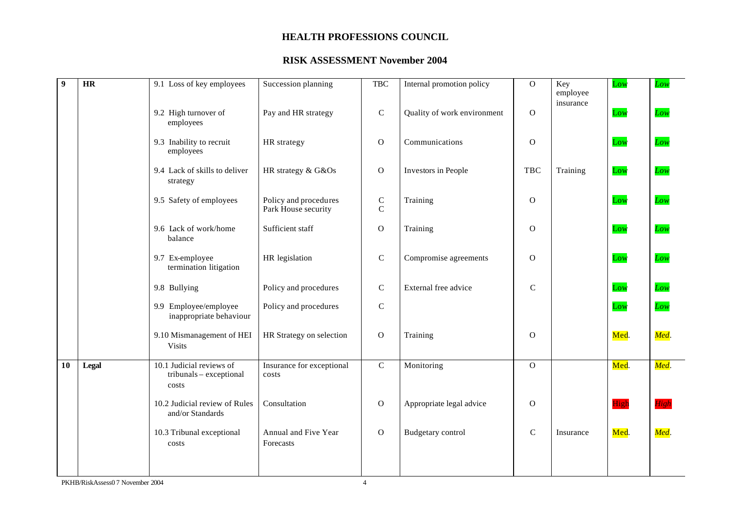# HEALTH PROFESSIONS COUNCIL

## RISK ASSESSMENT November 2004

| | | | | | | | | | |
|---|---|---|---|---|---|---|---|---|---|
| **9** | **HR** | 9.1 Loss of key employees | Succession planning | TBC | Internal promotion policy | O | Key employee insurance | Low | *Low* |
| | | 9.2 High turnover of employees | Pay and HR strategy | C | Quality of work environment | O | | Low | *Low* |
| | | 9.3 Inability to recruit employees | HR strategy | O | Communications | O | | Low | *Low* |
| | | 9.4 Lack of skills to deliver strategy | HR strategy & G&Os | O | Investors in People | TBC | Training | Low | *Low* |
| | | 9.5 Safety of employees | Policy and procedures<br>Park House security | C<br>C | Training | O | | Low | *Low* |
| | | 9.6 Lack of work/home balance | Sufficient staff | O | Training | O | | Low | *Low* |
| | | 9.7 Ex-employee termination litigation | HR legislation | C | Compromise agreements | O | | Low | *Low* |
| | | 9.8 Bullying | Policy and procedures | C | External free advice | C | | Low | *Low* |
| | | 9.9 Employee/employee inappropriate behaviour | Policy and procedures | C | | | | Low | *Low* |
| | | 9.10 Mismanagement of HEI Visits | HR Strategy on selection | O | Training | O | | Med. | *Med.* |
| **10** | **Legal** | 10.1 Judicial reviews of tribunals – exceptional costs | Insurance for exceptional costs | C | Monitoring | O | | Med. | *Med.* |
| | | 10.2 Judicial review of Rules and/or Standards | Consultation | O | Appropriate legal advice | O | | High | *High* |
| | | 10.3 Tribunal exceptional costs | Annual and Five Year Forecasts | O | Budgetary control | C | Insurance | Med. | *Med.* |

PKHB/RiskAssess0 7 November 2004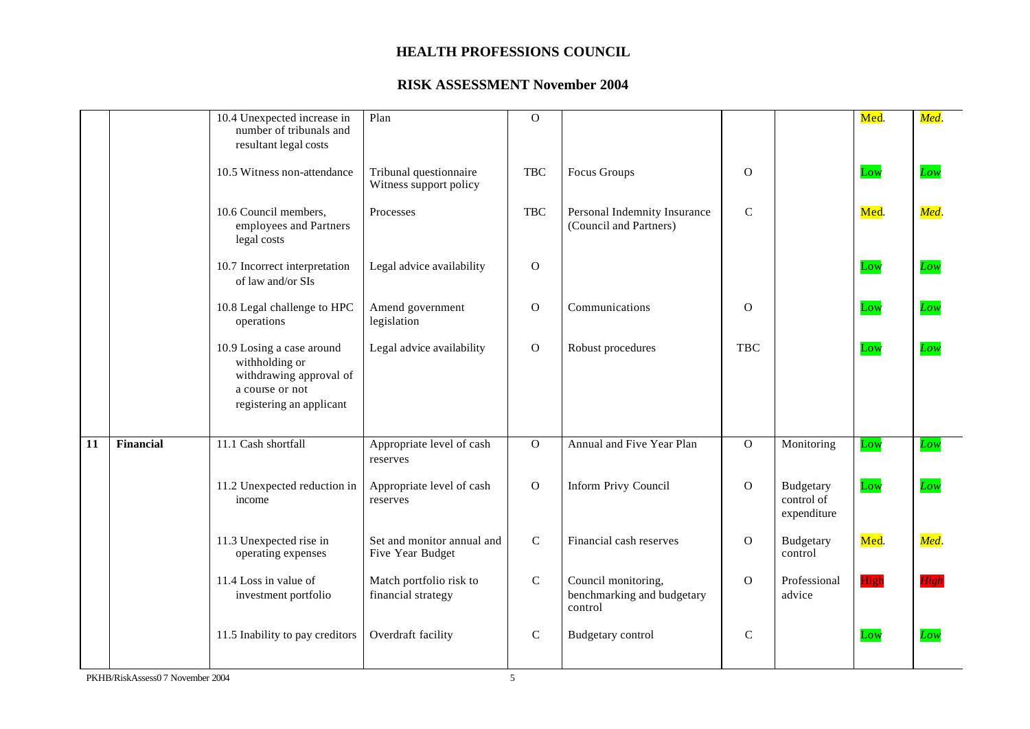# HEALTH PROFESSIONS COUNCIL

## RISK ASSESSMENT November 2004

| | | | | | | | | | |
|---|---|---|---|---|---|---|---|---|---|
| | | 10.4 Unexpected increase in number of tribunals and resultant legal costs | Plan | O | | | | Med. | *Med.* |
| | | 10.5 Witness non-attendance | Tribunal questionnaire Witness support policy | TBC | Focus Groups | O | | Low | *Low* |
| | | 10.6 Council members, employees and Partners legal costs | Processes | TBC | Personal Indemnity Insurance (Council and Partners) | C | | Med. | *Med.* |
| | | 10.7 Incorrect interpretation of law and/or SIs | Legal advice availability | O | | | | Low | *Low* |
| | | 10.8 Legal challenge to HPC operations | Amend government legislation | O | Communications | O | | Low | *Low* |
| | | 10.9 Losing a case around withholding or withdrawing approval of a course or not registering an applicant | Legal advice availability | O | Robust procedures | TBC | | Low | *Low* |
| **11** | **Financial** | 11.1 Cash shortfall | Appropriate level of cash reserves | O | Annual and Five Year Plan | O | Monitoring | Low | *Low* |
| | | 11.2 Unexpected reduction in income | Appropriate level of cash reserves | O | Inform Privy Council | O | Budgetary control of expenditure | Low | *Low* |
| | | 11.3 Unexpected rise in operating expenses | Set and monitor annual and Five Year Budget | C | Financial cash reserves | O | Budgetary control | Med. | *Med.* |
| | | 11.4 Loss in value of investment portfolio | Match portfolio risk to financial strategy | C | Council monitoring, benchmarking and budgetary control | O | Professional advice | High | *High* |
| | | 11.5 Inability to pay creditors | Overdraft facility | C | Budgetary control | C | | Low | *Low* |

PKHB/RiskAssess0 7 November 2004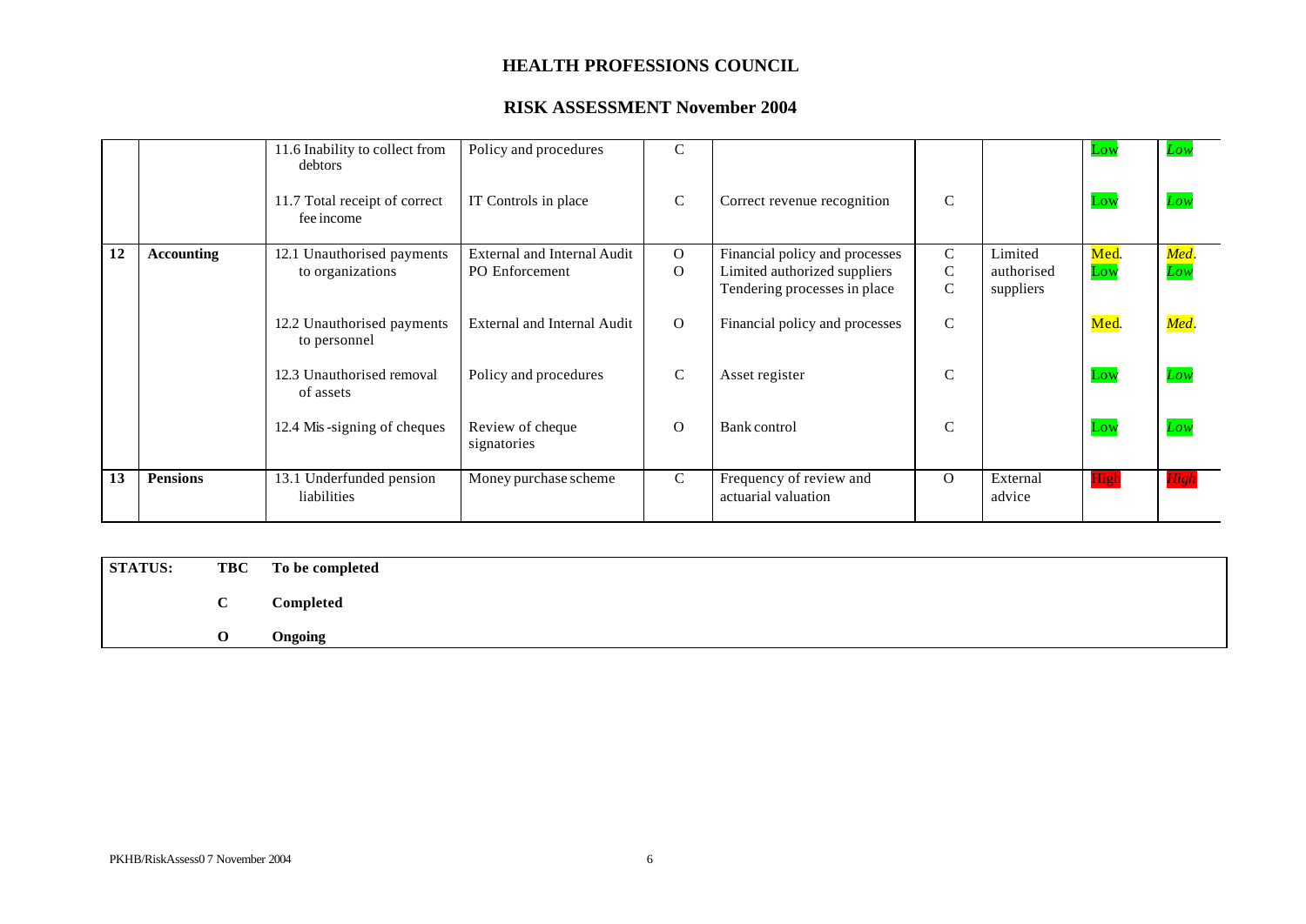# HEALTH PROFESSIONS COUNCIL

## RISK ASSESSMENT November 2004

| | | | | | | | | | |
|---|---|---|---|---|---|---|---|---|---|
| | | 11.6 Inability to collect from debtors | Policy and procedures | C | | | | Low | *Low* |
| | | 11.7 Total receipt of correct fee income | IT Controls in place | C | Correct revenue recognition | C | | Low | *Low* |
| **12** | **Accounting** | 12.1 Unauthorised payments to organizations | External and Internal Audit<br>PO Enforcement | O<br>O | Financial policy and processes<br>Limited authorized suppliers<br>Tendering processes in place | C<br>C<br>C | Limited authorised suppliers | Med.<br>Low | *Med.*<br>*Low* |
| | | 12.2 Unauthorised payments to personnel | External and Internal Audit | O | Financial policy and processes | C | | Med. | *Med.* |
| | | 12.3 Unauthorised removal of assets | Policy and procedures | C | Asset register | C | | Low | *Low* |
| | | 12.4 Mis-signing of cheques | Review of cheque signatories | O | Bank control | C | | Low | *Low* |
| **13** | **Pensions** | 13.1 Underfunded pension liabilities | Money purchase scheme | C | Frequency of review and actuarial valuation | O | External advice | High | *High* |

| | | |
|---|---|---|
| **STATUS:** | **TBC** | **To be completed** |
| | **C** | **Completed** |
| | **O** | **Ongoing** |